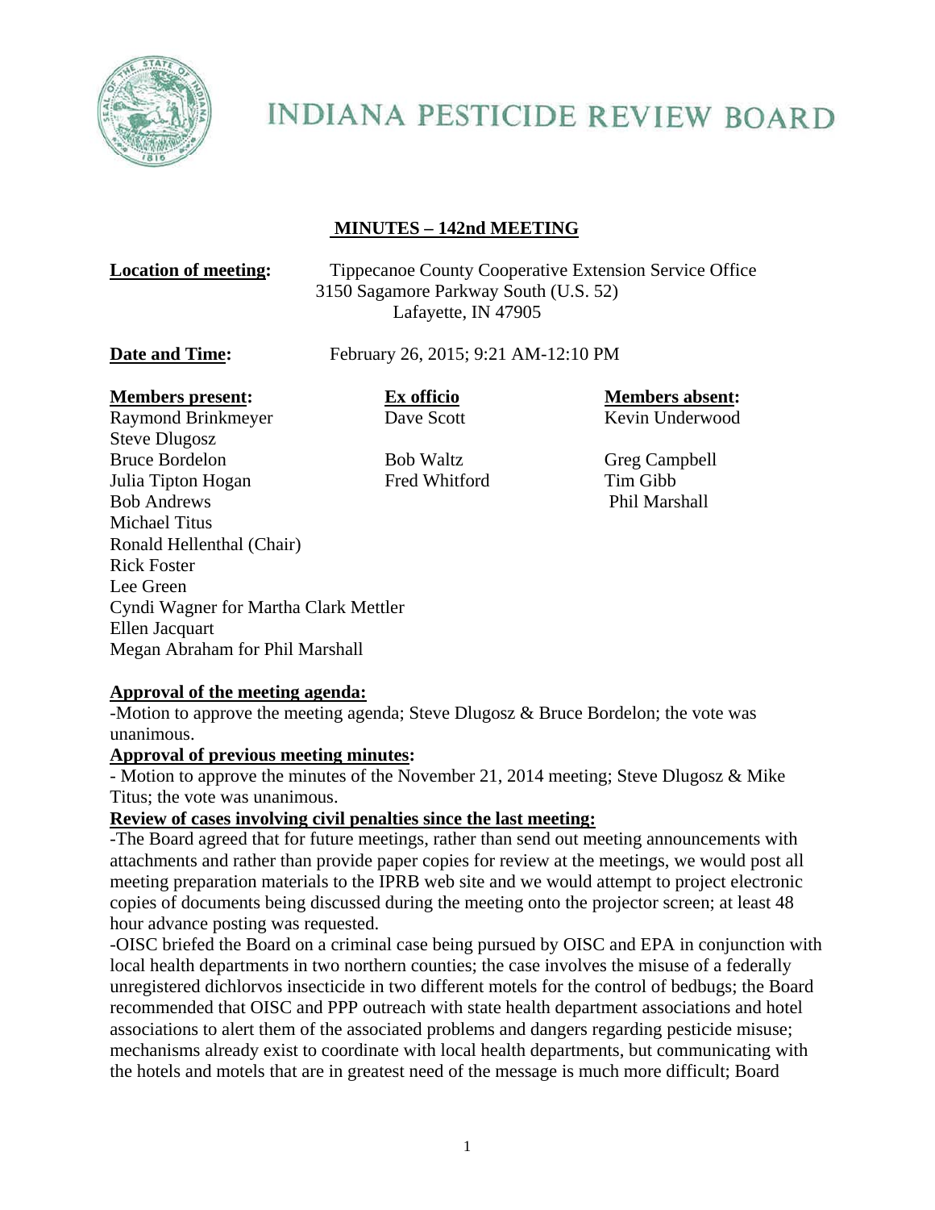# INDIANA PESTICIDE REVIEW BOARD

## MINUTES – 142nd MEETING

**Location of meeting:** Tippecanoe County Cooperative Extension Service Office
3150 Sagamore Parkway South (U.S. 52)
Lafayette, IN 47905

**Date and Time:** February 26, 2015; 9:21 AM-12:10 PM

| **Members present:** | **Ex officio** | **Members absent:** |
|---|---|---|
| Raymond Brinkmeyer | Dave Scott | Kevin Underwood |
| Steve Dlugosz | | |
| Bruce Bordelon | Bob Waltz | Greg Campbell |
| Julia Tipton Hogan | Fred Whitford | Tim Gibb |
| Bob Andrews | | Phil Marshall |
| Michael Titus | | |
| Ronald Hellenthal (Chair) | | |
| Rick Foster | | |
| Lee Green | | |
| Cyndi Wagner for Martha Clark Mettler | | |
| Ellen Jacquart | | |
| Megan Abraham for Phil Marshall | | |

**Approval of the meeting agenda:**

-Motion to approve the meeting agenda; Steve Dlugosz & Bruce Bordelon; the vote was unanimous.

**Approval of previous meeting minutes:**

- Motion to approve the minutes of the November 21, 2014 meeting; Steve Dlugosz & Mike Titus; the vote was unanimous.

**Review of cases involving civil penalties since the last meeting:**

-The Board agreed that for future meetings, rather than send out meeting announcements with attachments and rather than provide paper copies for review at the meetings, we would post all meeting preparation materials to the IPRB web site and we would attempt to project electronic copies of documents being discussed during the meeting onto the projector screen; at least 48 hour advance posting was requested.

-OISC briefed the Board on a criminal case being pursued by OISC and EPA in conjunction with local health departments in two northern counties; the case involves the misuse of a federally unregistered dichlorvos insecticide in two different motels for the control of bedbugs; the Board recommended that OISC and PPP outreach with state health department associations and hotel associations to alert them of the associated problems and dangers regarding pesticide misuse; mechanisms already exist to coordinate with local health departments, but communicating with the hotels and motels that are in greatest need of the message is much more difficult; Board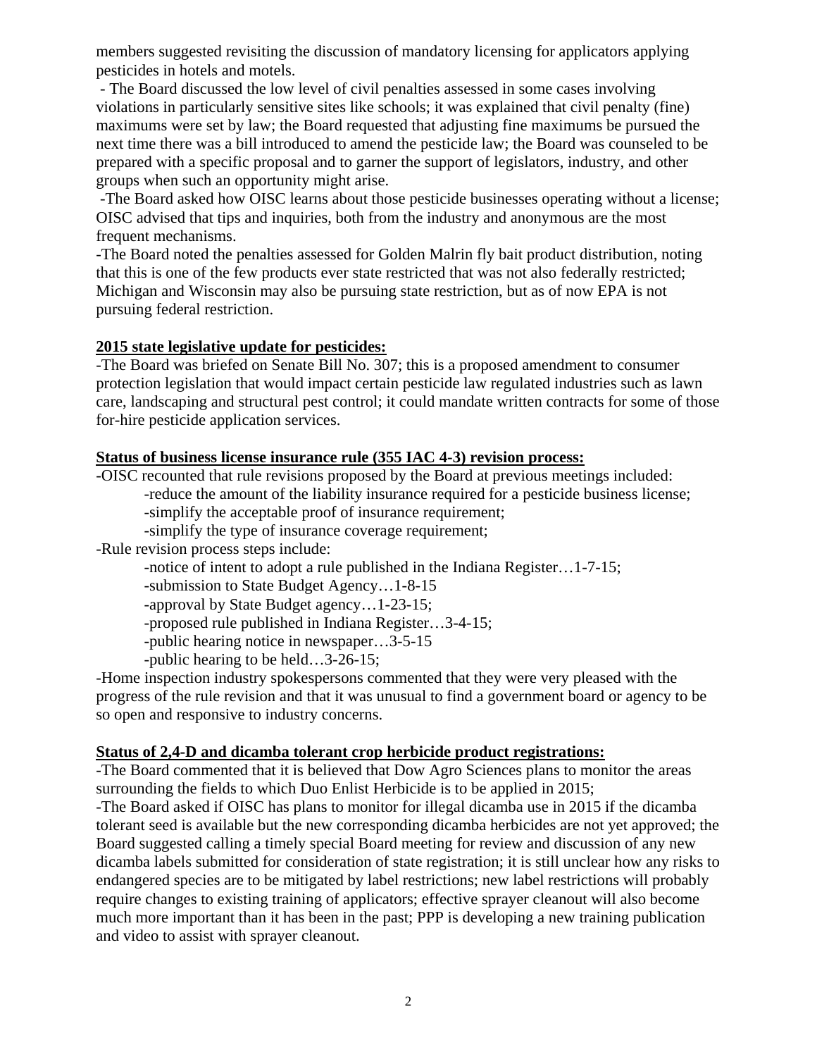members suggested revisiting the discussion of mandatory licensing for applicators applying pesticides in hotels and motels.

- The Board discussed the low level of civil penalties assessed in some cases involving violations in particularly sensitive sites like schools; it was explained that civil penalty (fine) maximums were set by law; the Board requested that adjusting fine maximums be pursued the next time there was a bill introduced to amend the pesticide law; the Board was counseled to be prepared with a specific proposal and to garner the support of legislators, industry, and other groups when such an opportunity might arise.

-The Board asked how OISC learns about those pesticide businesses operating without a license; OISC advised that tips and inquiries, both from the industry and anonymous are the most frequent mechanisms.

-The Board noted the penalties assessed for Golden Malrin fly bait product distribution, noting that this is one of the few products ever state restricted that was not also federally restricted; Michigan and Wisconsin may also be pursuing state restriction, but as of now EPA is not pursuing federal restriction.

**2015 state legislative update for pesticides:**

-The Board was briefed on Senate Bill No. 307; this is a proposed amendment to consumer protection legislation that would impact certain pesticide law regulated industries such as lawn care, landscaping and structural pest control; it could mandate written contracts for some of those for-hire pesticide application services.

**Status of business license insurance rule (355 IAC 4-3) revision process:**

-OISC recounted that rule revisions proposed by the Board at previous meetings included:

- -reduce the amount of the liability insurance required for a pesticide business license;
- -simplify the acceptable proof of insurance requirement;
- -simplify the type of insurance coverage requirement;

-Rule revision process steps include:

- -notice of intent to adopt a rule published in the Indiana Register…1-7-15;
- -submission to State Budget Agency…1-8-15
- -approval by State Budget agency…1-23-15;
- -proposed rule published in Indiana Register…3-4-15;
- -public hearing notice in newspaper…3-5-15
- -public hearing to be held…3-26-15;

-Home inspection industry spokespersons commented that they were very pleased with the progress of the rule revision and that it was unusual to find a government board or agency to be so open and responsive to industry concerns.

**Status of 2,4-D and dicamba tolerant crop herbicide product registrations:**

-The Board commented that it is believed that Dow Agro Sciences plans to monitor the areas surrounding the fields to which Duo Enlist Herbicide is to be applied in 2015;

-The Board asked if OISC has plans to monitor for illegal dicamba use in 2015 if the dicamba tolerant seed is available but the new corresponding dicamba herbicides are not yet approved; the Board suggested calling a timely special Board meeting for review and discussion of any new dicamba labels submitted for consideration of state registration; it is still unclear how any risks to endangered species are to be mitigated by label restrictions; new label restrictions will probably require changes to existing training of applicators; effective sprayer cleanout will also become much more important than it has been in the past; PPP is developing a new training publication and video to assist with sprayer cleanout.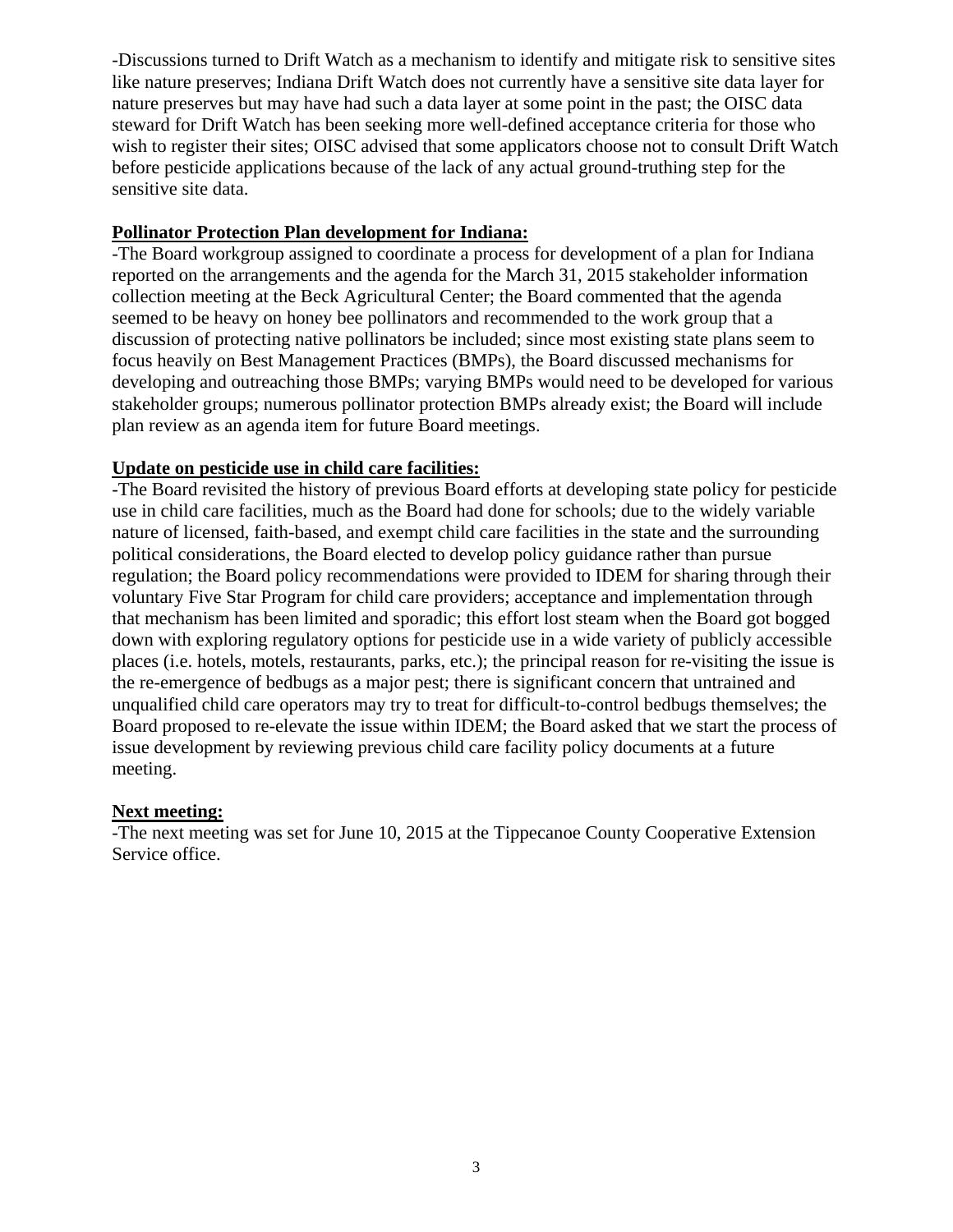-Discussions turned to Drift Watch as a mechanism to identify and mitigate risk to sensitive sites like nature preserves; Indiana Drift Watch does not currently have a sensitive site data layer for nature preserves but may have had such a data layer at some point in the past; the OISC data steward for Drift Watch has been seeking more well-defined acceptance criteria for those who wish to register their sites; OISC advised that some applicators choose not to consult Drift Watch before pesticide applications because of the lack of any actual ground-truthing step for the sensitive site data.

**Pollinator Protection Plan development for Indiana:**

-The Board workgroup assigned to coordinate a process for development of a plan for Indiana reported on the arrangements and the agenda for the March 31, 2015 stakeholder information collection meeting at the Beck Agricultural Center; the Board commented that the agenda seemed to be heavy on honey bee pollinators and recommended to the work group that a discussion of protecting native pollinators be included; since most existing state plans seem to focus heavily on Best Management Practices (BMPs), the Board discussed mechanisms for developing and outreaching those BMPs; varying BMPs would need to be developed for various stakeholder groups; numerous pollinator protection BMPs already exist; the Board will include plan review as an agenda item for future Board meetings.

**Update on pesticide use in child care facilities:**

-The Board revisited the history of previous Board efforts at developing state policy for pesticide use in child care facilities, much as the Board had done for schools; due to the widely variable nature of licensed, faith-based, and exempt child care facilities in the state and the surrounding political considerations, the Board elected to develop policy guidance rather than pursue regulation; the Board policy recommendations were provided to IDEM for sharing through their voluntary Five Star Program for child care providers; acceptance and implementation through that mechanism has been limited and sporadic; this effort lost steam when the Board got bogged down with exploring regulatory options for pesticide use in a wide variety of publicly accessible places (i.e. hotels, motels, restaurants, parks, etc.); the principal reason for re-visiting the issue is the re-emergence of bedbugs as a major pest; there is significant concern that untrained and unqualified child care operators may try to treat for difficult-to-control bedbugs themselves; the Board proposed to re-elevate the issue within IDEM; the Board asked that we start the process of issue development by reviewing previous child care facility policy documents at a future meeting.

**Next meeting:**

-The next meeting was set for June 10, 2015 at the Tippecanoe County Cooperative Extension Service office.